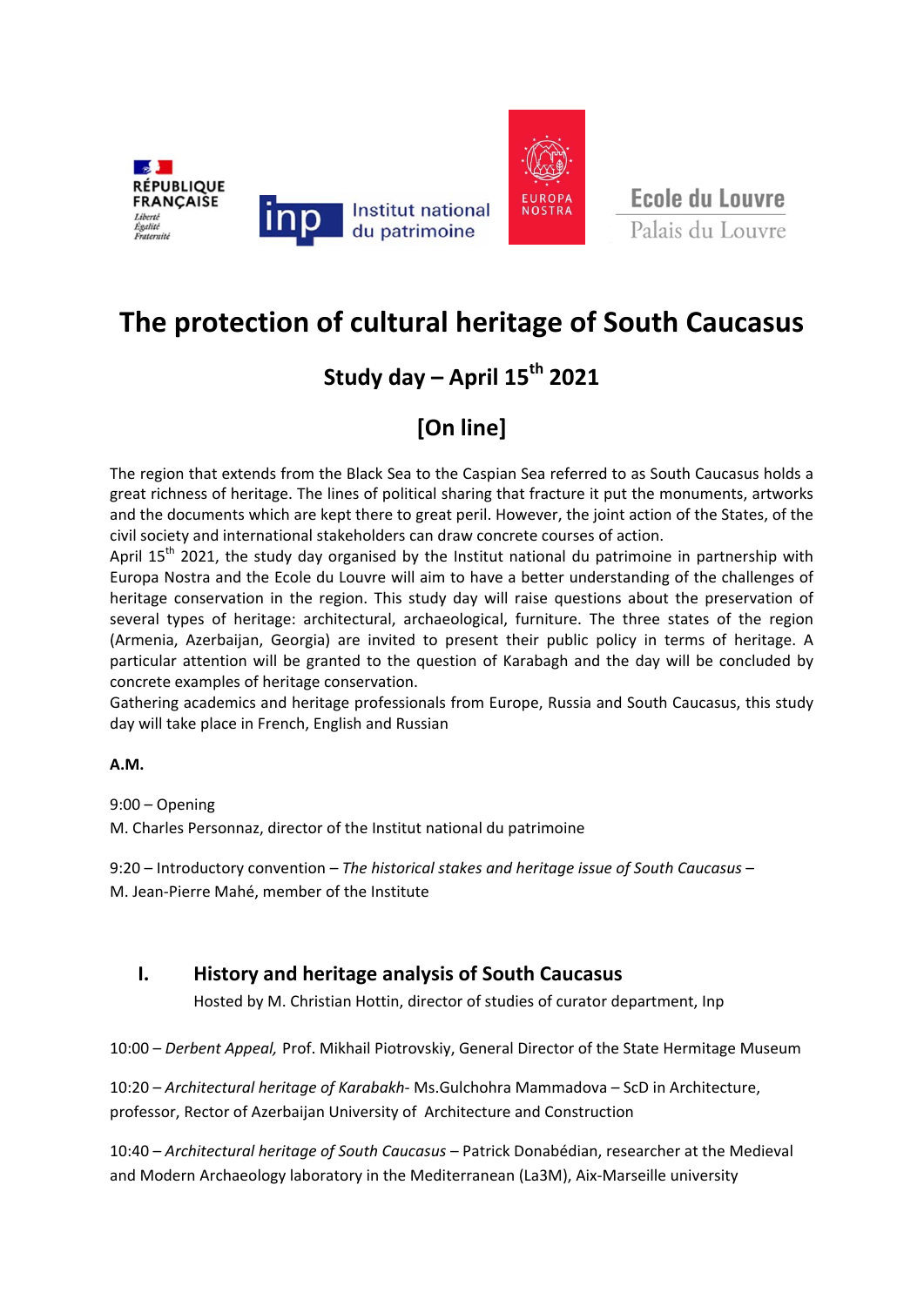RÉPUBLIQUE FRANÇAISE
Liberté
Égalité
Fraternité

inp Institut national du patrimoine

EUROPA NOSTRA

Ecole du Louvre
Palais du Louvre

# The protection of cultural heritage of South Caucasus

## Study day – April 15th 2021

## [On line]

The region that extends from the Black Sea to the Caspian Sea referred to as South Caucasus holds a great richness of heritage. The lines of political sharing that fracture it put the monuments, artworks and the documents which are kept there to great peril. However, the joint action of the States, of the civil society and international stakeholders can draw concrete courses of action.
April 15th 2021, the study day organised by the Institut national du patrimoine in partnership with Europa Nostra and the Ecole du Louvre will aim to have a better understanding of the challenges of heritage conservation in the region. This study day will raise questions about the preservation of several types of heritage: architectural, archaeological, furniture. The three states of the region (Armenia, Azerbaijan, Georgia) are invited to present their public policy in terms of heritage. A particular attention will be granted to the question of Karabagh and the day will be concluded by concrete examples of heritage conservation.
Gathering academics and heritage professionals from Europe, Russia and South Caucasus, this study day will take place in French, English and Russian

**A.M.**

9:00 – Opening
M. Charles Personnaz, director of the Institut national du patrimoine

9:20 – Introductory convention – *The historical stakes and heritage issue of South Caucasus* –
M. Jean-Pierre Mahé, member of the Institute

### I. History and heritage analysis of South Caucasus

Hosted by M. Christian Hottin, director of studies of curator department, Inp

10:00 – *Derbent Appeal,* Prof. Mikhail Piotrovskiy, General Director of the State Hermitage Museum

10:20 – *Architectural heritage of Karabakh*- Ms.Gulchohra Mammadova – ScD in Architecture, professor, Rector of Azerbaijan University of Architecture and Construction

10:40 – *Architectural heritage of South Caucasus* – Patrick Donabédian, researcher at the Medieval and Modern Archaeology laboratory in the Mediterranean (La3M), Aix-Marseille university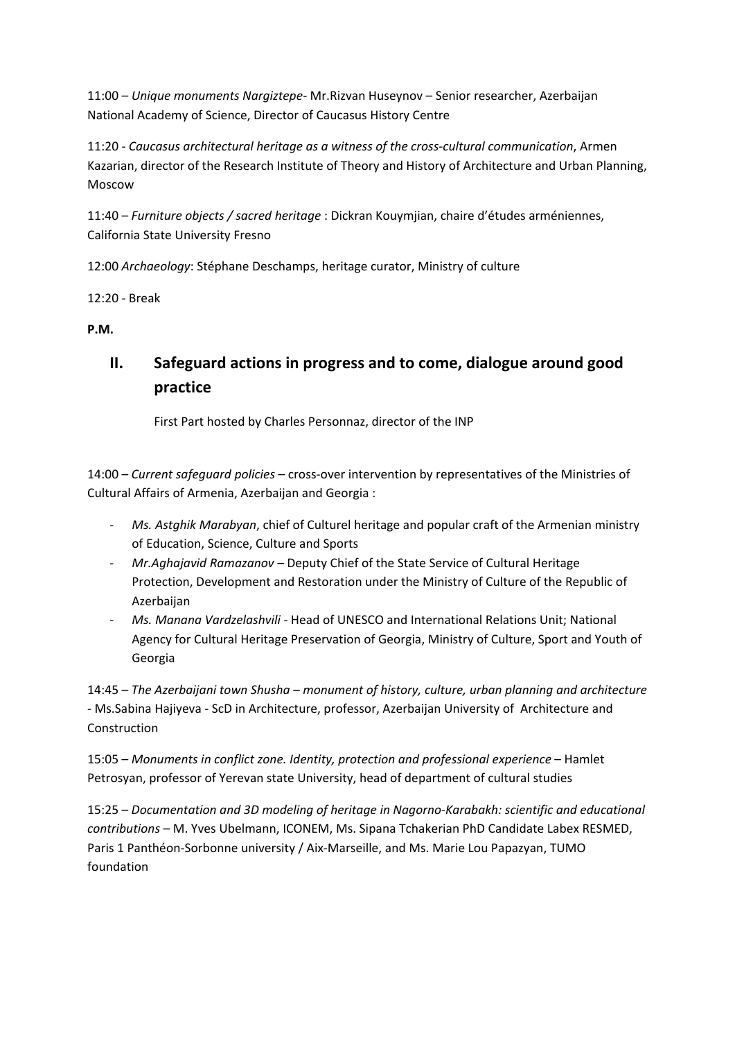11:00 – *Unique monuments Nargiztepe*- Mr.Rizvan Huseynov – Senior researcher, Azerbaijan National Academy of Science, Director of Caucasus History Centre

11:20 - *Caucasus architectural heritage as a witness of the cross-cultural communication*, Armen Kazarian, director of the Research Institute of Theory and History of Architecture and Urban Planning, Moscow

11:40 – *Furniture objects / sacred heritage* : Dickran Kouymjian, chaire d'études arméniennes, California State University Fresno

12:00 *Archaeology*: Stéphane Deschamps, heritage curator, Ministry of culture

12:20 - Break

**P.M.**

## II. Safeguard actions in progress and to come, dialogue around good practice

First Part hosted by Charles Personnaz, director of the INP

14:00 – *Current safeguard policies* – cross-over intervention by representatives of the Ministries of Cultural Affairs of Armenia, Azerbaijan and Georgia :

- *Ms. Astghik Marabyan*, chief of Culturel heritage and popular craft of the Armenian ministry of Education, Science, Culture and Sports
- *Mr.Aghajavid Ramazanov* – Deputy Chief of the State Service of Cultural Heritage Protection, Development and Restoration under the Ministry of Culture of the Republic of Azerbaijan
- *Ms. Manana Vardzelashvili* - Head of UNESCO and International Relations Unit; National Agency for Cultural Heritage Preservation of Georgia, Ministry of Culture, Sport and Youth of Georgia

14:45 – *The Azerbaijani town Shusha – monument of history, culture, urban planning and architecture* - Ms.Sabina Hajiyeva - ScD in Architecture, professor, Azerbaijan University of Architecture and Construction

15:05 – *Monuments in conflict zone. Identity, protection and professional experience* – Hamlet Petrosyan, professor of Yerevan state University, head of department of cultural studies

15:25 – *Documentation and 3D modeling of heritage in Nagorno-Karabakh: scientific and educational contributions* – M. Yves Ubelmann, ICONEM, Ms. Sipana Tchakerian PhD Candidate Labex RESMED, Paris 1 Panthéon-Sorbonne university / Aix-Marseille, and Ms. Marie Lou Papazyan, TUMO foundation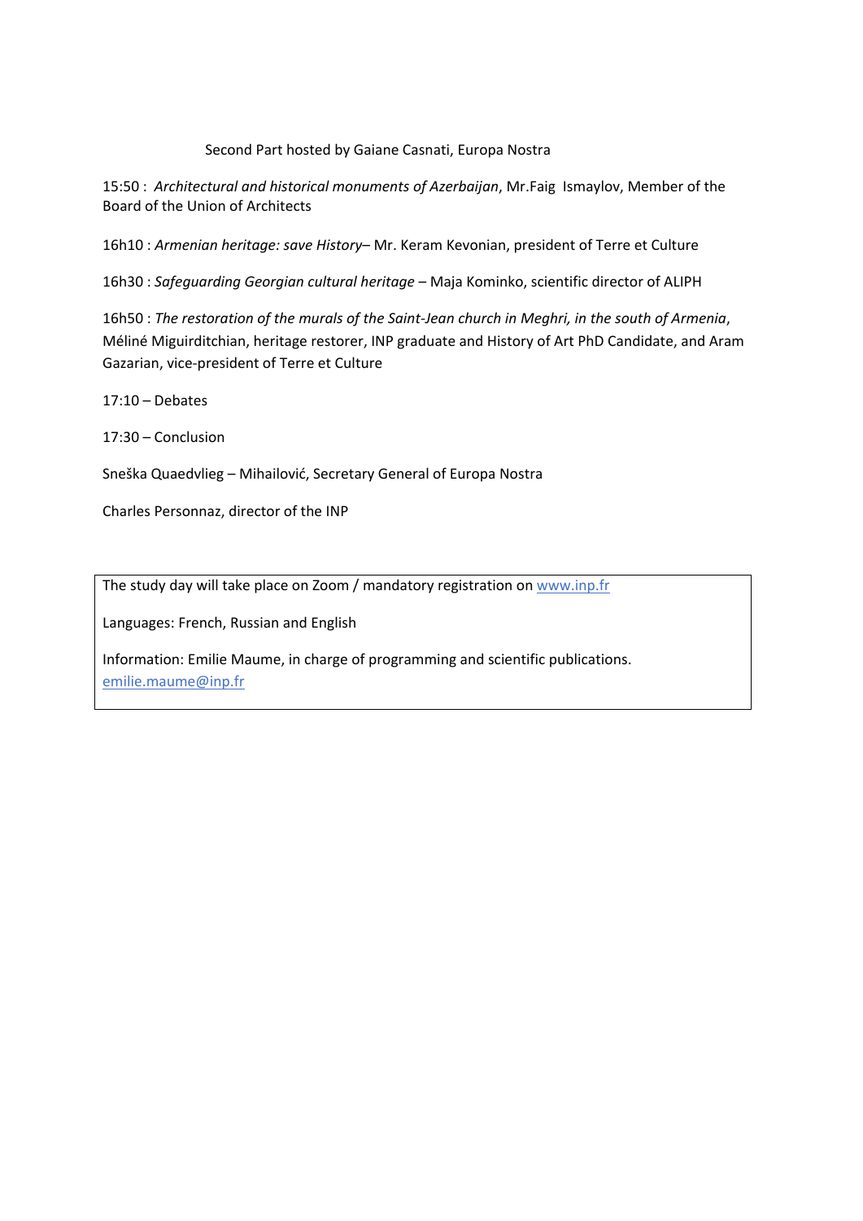Second Part hosted by Gaiane Casnati, Europa Nostra

15:50 : *Architectural and historical monuments of Azerbaijan*, Mr.Faig Ismaylov, Member of the Board of the Union of Architects

16h10 : *Armenian heritage: save History*– Mr. Keram Kevonian, president of Terre et Culture

16h30 : *Safeguarding Georgian cultural heritage* – Maja Kominko, scientific director of ALIPH

16h50 : *The restoration of the murals of the Saint-Jean church in Meghri, in the south of Armenia*, Méliné Miguirditchian, heritage restorer, INP graduate and History of Art PhD Candidate, and Aram Gazarian, vice-president of Terre et Culture

17:10 – Debates

17:30 – Conclusion

Sneška Quaedvlieg – Mihailović, Secretary General of Europa Nostra

Charles Personnaz, director of the INP

The study day will take place on Zoom / mandatory registration on www.inp.fr

Languages: French, Russian and English

Information: Emilie Maume, in charge of programming and scientific publications. emilie.maume@inp.fr